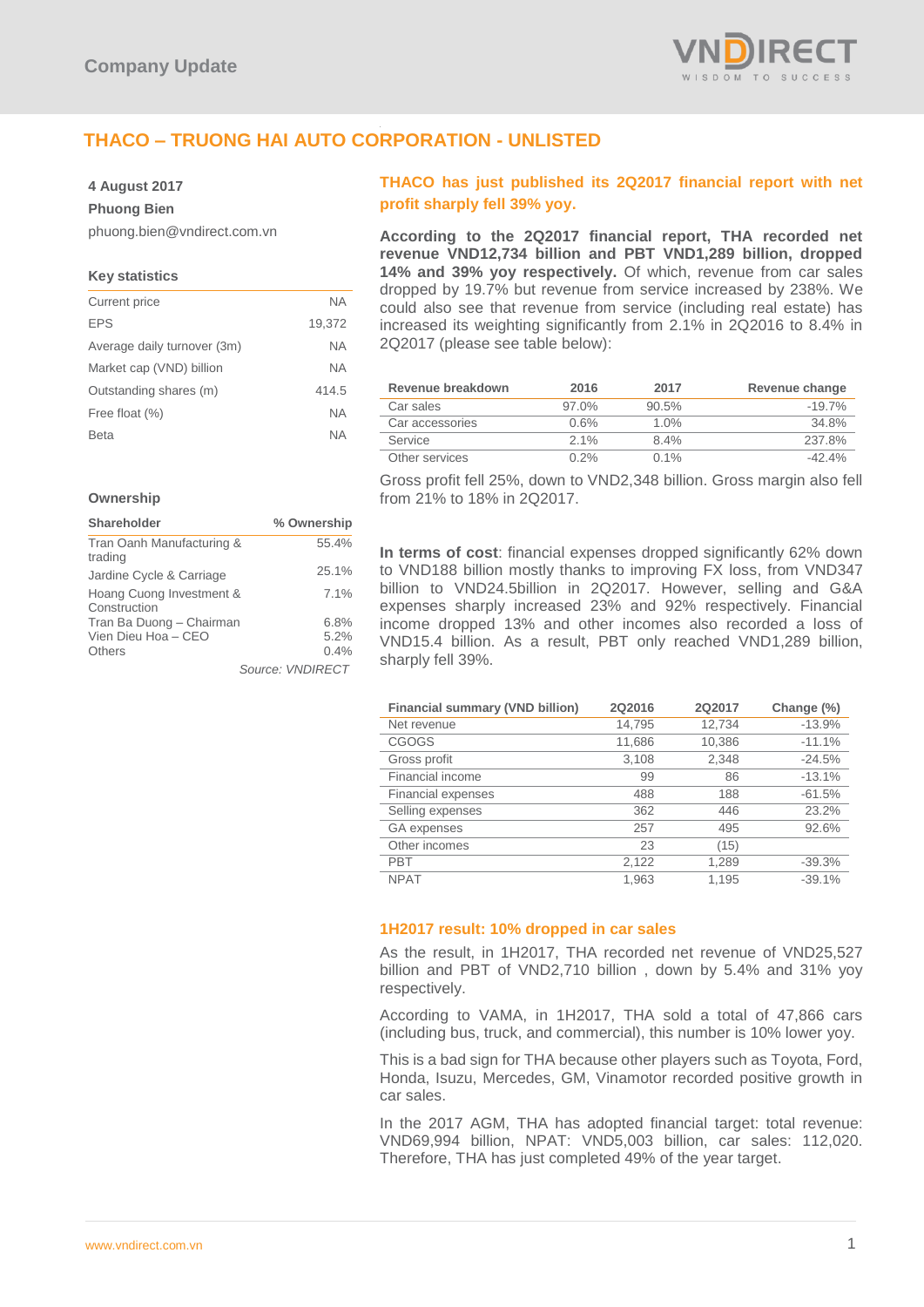Company Update

# THACO – TRUONG HAI AUTO CORPORATION - UNLISTED

**4 August 2017**

**Phuong Bien**

phuong.bien@vndirect.com.vn

**Key statistics**

| | |
|---|---|
| Current price | NA |
| EPS | 19,372 |
| Average daily turnover (3m) | NA |
| Market cap (VND) billion | NA |
| Outstanding shares (m) | 414.5 |
| Free float (%) | NA |
| Beta | NA |

**Ownership**

| Shareholder | % Ownership |
|---|---|
| Tran Oanh Manufacturing & trading | 55.4% |
| Jardine Cycle & Carriage | 25.1% |
| Hoang Cuong Investment & Construction | 7.1% |
| Tran Ba Duong – Chairman | 6.8% |
| Vien Dieu Hoa – CEO | 5.2% |
| Others | 0.4% |

*Source: VNDIRECT*

## THACO has just published its 2Q2017 financial report with net profit sharply fell 39% yoy.

**According to the 2Q2017 financial report, THA recorded net revenue VND12,734 billion and PBT VND1,289 billion, dropped 14% and 39% yoy respectively.** Of which, revenue from car sales dropped by 19.7% but revenue from service increased by 238%. We could also see that revenue from service (including real estate) has increased its weighting significantly from 2.1% in 2Q2016 to 8.4% in 2Q2017 (please see table below):

| Revenue breakdown | 2016 | 2017 | Revenue change |
|---|---|---|---|
| Car sales | 97.0% | 90.5% | -19.7% |
| Car accessories | 0.6% | 1.0% | 34.8% |
| Service | 2.1% | 8.4% | 237.8% |
| Other services | 0.2% | 0.1% | -42.4% |

Gross profit fell 25%, down to VND2,348 billion. Gross margin also fell from 21% to 18% in 2Q2017.

**In terms of cost**: financial expenses dropped significantly 62% down to VND188 billion mostly thanks to improving FX loss, from VND347 billion to VND24.5billion in 2Q2017. However, selling and G&A expenses sharply increased 23% and 92% respectively. Financial income dropped 13% and other incomes also recorded a loss of VND15.4 billion. As a result, PBT only reached VND1,289 billion, sharply fell 39%.

| Financial summary (VND billion) | 2Q2016 | 2Q2017 | Change (%) |
|---|---|---|---|
| Net revenue | 14,795 | 12,734 | -13.9% |
| CGOGS | 11,686 | 10,386 | -11.1% |
| Gross profit | 3,108 | 2,348 | -24.5% |
| Financial income | 99 | 86 | -13.1% |
| Financial expenses | 488 | 188 | -61.5% |
| Selling expenses | 362 | 446 | 23.2% |
| GA expenses | 257 | 495 | 92.6% |
| Other incomes | 23 | (15) | |
| PBT | 2,122 | 1,289 | -39.3% |
| NPAT | 1,963 | 1,195 | -39.1% |

## 1H2017 result: 10% dropped in car sales

As the result, in 1H2017, THA recorded net revenue of VND25,527 billion and PBT of VND2,710 billion , down by 5.4% and 31% yoy respectively.

According to VAMA, in 1H2017, THA sold a total of 47,866 cars (including bus, truck, and commercial), this number is 10% lower yoy.

This is a bad sign for THA because other players such as Toyota, Ford, Honda, Isuzu, Mercedes, GM, Vinamotor recorded positive growth in car sales.

In the 2017 AGM, THA has adopted financial target: total revenue: VND69,994 billion, NPAT: VND5,003 billion, car sales: 112,020. Therefore, THA has just completed 49% of the year target.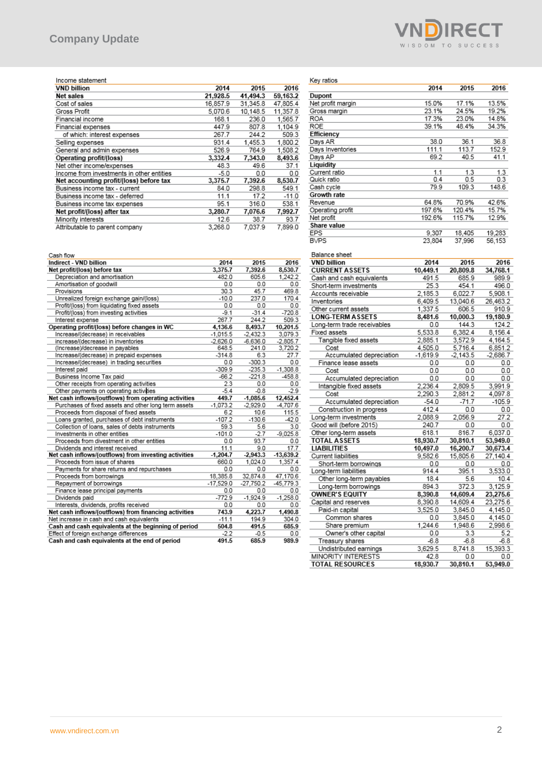## Income statement

| VND billion | 2014 | 2015 | 2016 |
|---|---|---|---|
| **Net sales** | **21,928.5** | **41,494.3** | **59,163.2** |
| Cost of sales | 16,857.9 | 31,345.8 | 47,805.4 |
| Gross Profit | 5,070.6 | 10,148.5 | 11,357.8 |
| Financial income | 168.1 | 236.0 | 1,565.7 |
| Financial expenses | 447.9 | 807.8 | 1,104.9 |
| of which: interest expenses | 267.7 | 244.2 | 509.3 |
| Selling expenses | 931.4 | 1,455.3 | 1,800.2 |
| General and admin expenses | 526.9 | 764.9 | 1,508.2 |
| **Operating profit/(loss)** | **3,332.4** | **7,343.0** | **8,493.6** |
| Net other income/expenses | 48.3 | 49.6 | 37.1 |
| Income from investments in other entities | -5.0 | 0.0 | 0.0 |
| **Net accounting profit/(loss) before tax** | **3,375.7** | **7,392.6** | **8,530.7** |
| Business income tax - current | 84.0 | 298.8 | 549.1 |
| Business income tax - deferred | 11.1 | 17.2 | -11.0 |
| Business income tax expenses | 95.1 | 316.0 | 538.1 |
| **Net profit/(loss) after tax** | **3,280.7** | **7,076.6** | **7,992.7** |
| Minority interests | 12.6 | 38.7 | 93.7 |
| Attributable to parent company | 3,268.0 | 7,037.9 | 7,899.0 |

## Key ratios

| | 2014 | 2015 | 2016 |
|---|---|---|---|
| **Dupont** | | | |
| Net profit margin | 15.0% | 17.1% | 13.5% |
| Gross margin | 23.1% | 24.5% | 19.2% |
| ROA | 17.3% | 23.0% | 14.8% |
| ROE | 39.1% | 48.4% | 34.3% |
| **Efficiency** | | | |
| Days AR | 38.0 | 36.1 | 36.8 |
| Days Inventories | 111.1 | 113.7 | 152.9 |
| Days AP | 69.2 | 40.5 | 41.1 |
| **Liquidity** | | | |
| Current ratio | 1.1 | 1.3 | 1.3 |
| Quick ratio | 0.4 | 0.5 | 0.3 |
| Cash cycle | 79.9 | 109.3 | 148.6 |
| **Growth rate** | | | |
| Revenue | 64.8% | 70.9% | 42.6% |
| Operating profit | 197.6% | 120.4% | 15.7% |
| Net profit | 192.6% | 115.7% | 12.9% |
| **Share value** | | | |
| EPS | 9,307 | 18,405 | 19,283 |
| BVPS | 23,804 | 37,996 | 56,153 |

## Cash flow

| Indirect - VND billion | 2014 | 2015 | 2016 |
|---|---|---|---|
| **Net profit/(loss) before tax** | **3,375.7** | **7,392.6** | **8,530.7** |
| Depreciation and amortisation | 482.0 | 605.6 | 1,242.2 |
| Amortisation of goodwill | 0.0 | 0.0 | 0.0 |
| Provisions | 30.3 | 45.7 | 469.8 |
| Unrealized foreign exchange gain/(loss) | -10.0 | 237.0 | 170.4 |
| Profit/(loss) from liquidating fixed assets | 0.0 | 0.0 | 0.0 |
| Profit/(loss) from investing activities | -9.1 | -31.4 | -720.8 |
| Interest expense | 267.7 | 244.2 | 509.3 |
| **Operating profit/(loss) before changes in WC** | **4,136.6** | **8,493.7** | **10,201.5** |
| Increase/(decrease) in receivables | -1,015.5 | -2,432.3 | 3,079.3 |
| increase/(decrease) in inventories | -2,626.0 | -6,636.0 | -2,805.7 |
| (Increase)/decrease in payables | 648.5 | 241.0 | 3,720.2 |
| Increase/(decrease) in prepaid expenses | -314.8 | 6.3 | 27.7 |
| Increase/(decrease) in trading securities | 0.0 | -300.3 | 0.0 |
| Interest paid | -309.9 | -235.3 | -1,308.8 |
| Business Income Tax paid | -66.2 | -221.8 | -458.8 |
| Other receipts from operating activities | 2.3 | 0.0 | 0.0 |
| Other payments on operating activities | -5.4 | -0.8 | -2.9 |
| **Net cash inflows/(outflows) from operating activities** | **449.7** | **-1,085.6** | **12,452.4** |
| Purchases of fixed assets and other long term assets | -1,073.2 | -2,929.0 | -4,707.6 |
| Proceeds from disposal of fixed assets | 6.2 | 10.6 | 115.5 |
| Loans granted, purchases of debt instruments | -107.2 | -130.6 | -42.0 |
| Collection of loans, sales of debts instruments | 59.3 | 5.6 | 3.0 |
| Investments in other entities | -101.0 | -2.7 | -9,025.8 |
| Proceeds from divestment in other entities | 0.0 | 93.7 | 0.0 |
| Dividends and interest received | 11.1 | 9.0 | 17.7 |
| **Net cash inflows/(outflows) from investing activities** | **-1,204.7** | **-2,943.3** | **-13,639.2** |
| Proceeds from issue of shares | 660.0 | 1,024.0 | 1,357.4 |
| Payments for share returns and repurchases | 0.0 | 0.0 | 0.0 |
| Proceeds from borrowings | 18,385.8 | 32,874.8 | 47,170.6 |
| Repayment of borrowings | -17,529.0 | -27,750.2 | -45,779.3 |
| Finance lease principal payments | 0.0 | 0.0 | 0.0 |
| Dividends paid | -772.9 | -1,924.9 | -1,258.0 |
| Interests, dividends, profits received | 0.0 | 0.0 | 0.0 |
| **Net cash inflows/(outflows) from financing activities** | **743.9** | **4,223.7** | **1,490.8** |
| Net increase in cash and cash equivalents | -11.1 | 194.9 | 304.0 |
| **Cash and cash equivalents at the beginning of period** | **504.8** | **491.5** | **685.9** |
| Effect of foreign exchange differences | -2.2 | -0.5 | 0.0 |
| **Cash and cash equivalents at the end of period** | **491.5** | **685.9** | **989.9** |

## Balance sheet

| VND billion | 2014 | 2015 | 2016 |
|---|---|---|---|
| **CURRENT ASSETS** | **10,449.1** | **20,809.8** | **34,768.1** |
| Cash and cash equivalents | 491.5 | 685.9 | 989.9 |
| Short-term investments | 25.3 | 454.1 | 496.0 |
| Accounts receivable | 2,185.3 | 6,022.7 | 5,908.1 |
| Inventories | 6,409.5 | 13,040.6 | 26,463.2 |
| Other current assets | 1,337.5 | 606.5 | 910.9 |
| **LONG-TERM ASSETS** | **8,481.6** | **10,000.3** | **19,180.9** |
| Long-term trade receivables | 0.0 | 144.3 | 124.2 |
| Fixed assets | 5,533.8 | 6,382.4 | 8,156.4 |
| Tangible fixed assets | 2,885.1 | 3,572.9 | 4,164.5 |
| Cost | 4,505.0 | 5,716.4 | 6,851.2 |
| Accumulated depreciation | -1,619.9 | -2,143.5 | -2,686.7 |
| Finance lease assets | 0.0 | 0.0 | 0.0 |
| Cost | 0.0 | 0.0 | 0.0 |
| Accumulated depreciation | 0.0 | 0.0 | 0.0 |
| Intangible fixed assets | 2,236.4 | 2,809.5 | 3,991.9 |
| Cost | 2,290.3 | 2,881.2 | 4,097.8 |
| Accumulated depreciation | -54.0 | -71.7 | -105.9 |
| Construction in progress | 412.4 | 0.0 | 0.0 |
| Long-term investments | 2,088.9 | 2,056.9 | 27.2 |
| Good will (before 2015) | 240.7 | 0.0 | 0.0 |
| Other long-term assets | 618.1 | 816.7 | 6,037.0 |
| **TOTAL ASSETS** | **18,930.7** | **30,810.1** | **53,949.0** |
| **LIABILITIES** | **10,497.0** | **16,200.7** | **30,673.4** |
| Current liabilities | 9,582.6 | 15,805.6 | 27,140.4 |
| Short-term borrowings | 0.0 | 0.0 | 0.0 |
| Long-term liabilities | 914.4 | 395.1 | 3,533.0 |
| Other long-term payables | 18.4 | 5.6 | 10.4 |
| Long-term borrowings | 894.3 | 372.3 | 3,125.9 |
| **OWNER'S EQUITY** | **8,390.8** | **14,609.4** | **23,275.6** |
| Capital and reserves | 8,390.8 | 14,609.4 | 23,275.6 |
| Paid-in capital | 3,525.0 | 3,845.0 | 4,145.0 |
| Common shares | 0.0 | 3,845.0 | 4,145.0 |
| Share premium | 1,244.6 | 1,948.6 | 2,998.6 |
| Owner's other capital | 0.0 | 3.3 | 5.2 |
| Treasury shares | -6.8 | -6.8 | -6.8 |
| Undistributed earnings | 3,629.5 | 8,741.8 | 15,393.3 |
| MINORITY INTERESTS | 42.8 | 0.0 | 0.0 |
| **TOTAL RESOURCES** | **18,930.7** | **30,810.1** | **53,949.0** |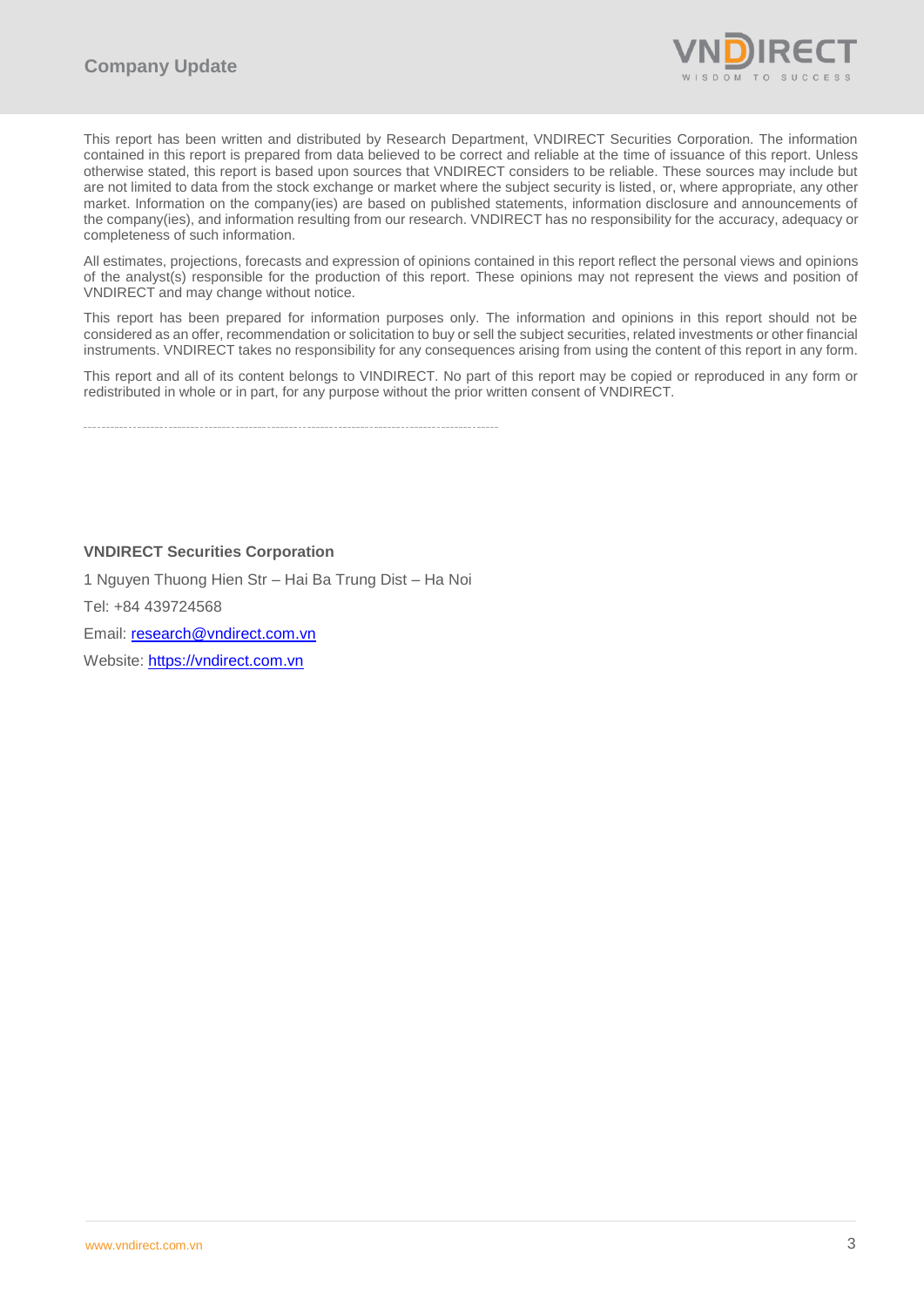This report has been written and distributed by Research Department, VNDIRECT Securities Corporation. The information contained in this report is prepared from data believed to be correct and reliable at the time of issuance of this report. Unless otherwise stated, this report is based upon sources that VNDIRECT considers to be reliable. These sources may include but are not limited to data from the stock exchange or market where the subject security is listed, or, where appropriate, any other market. Information on the company(ies) are based on published statements, information disclosure and announcements of the company(ies), and information resulting from our research. VNDIRECT has no responsibility for the accuracy, adequacy or completeness of such information.

All estimates, projections, forecasts and expression of opinions contained in this report reflect the personal views and opinions of the analyst(s) responsible for the production of this report. These opinions may not represent the views and position of VNDIRECT and may change without notice.

This report has been prepared for information purposes only. The information and opinions in this report should not be considered as an offer, recommendation or solicitation to buy or sell the subject securities, related investments or other financial instruments. VNDIRECT takes no responsibility for any consequences arising from using the content of this report in any form.

This report and all of its content belongs to VINDIRECT. No part of this report may be copied or reproduced in any form or redistributed in whole or in part, for any purpose without the prior written consent of VNDIRECT.

---

**VNDIRECT Securities Corporation**

1 Nguyen Thuong Hien Str – Hai Ba Trung Dist – Ha Noi

Tel: +84 439724568

Email: research@vndirect.com.vn

Website: https://vndirect.com.vn